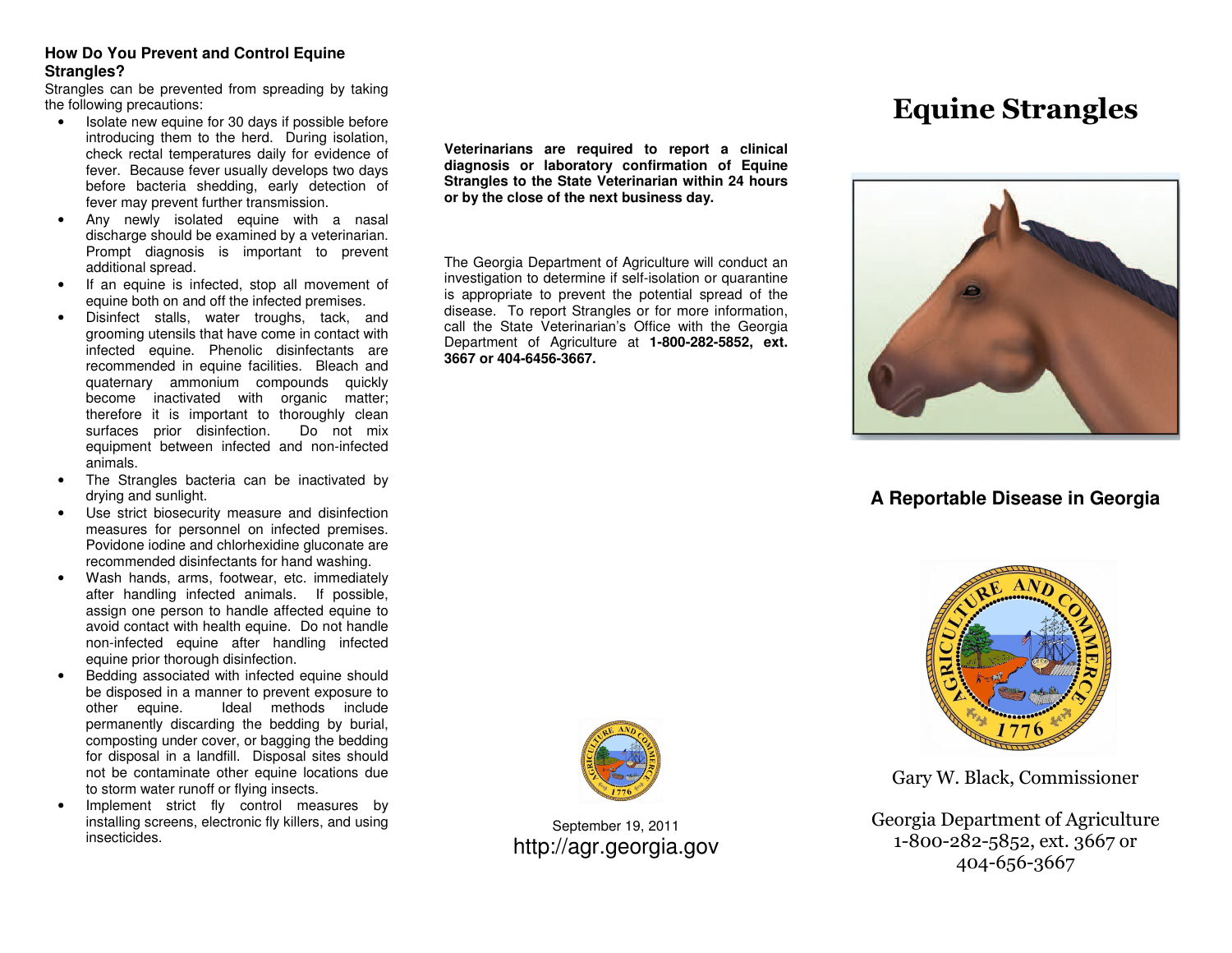## How Do You Prevent and Control Equine Strangles?

Strangles can be prevented from spreading by taking the following precautions:

- Isolate new equine for 30 days if possible before introducing them to the herd. During isolation, check rectal temperatures daily for evidence of fever. Because fever usually develops two days before bacteria shedding, early detection of fever may prevent further transmission.
- Any newly isolated equine with a nasal discharge should be examined by a veterinarian. Prompt diagnosis is important to prevent additional spread.
- If an equine is infected, stop all movement of equine both on and off the infected premises.
- Disinfect stalls, water troughs, tack, and grooming utensils that have come in contact with infected equine. Phenolic disinfectants are recommended in equine facilities. Bleach and quaternary ammonium compounds quickly become inactivated with organic matter; therefore it is important to thoroughly clean surfaces prior disinfection. Do not mix equipment between infected and non-infected animals.
- The Strangles bacteria can be inactivated by drying and sunlight.
- Use strict biosecurity measure and disinfection measures for personnel on infected premises. Povidone iodine and chlorhexidine gluconate are recommended disinfectants for hand washing.
- Wash hands, arms, footwear, etc. immediately after handling infected animals. If possible, assign one person to handle affected equine to avoid contact with health equine. Do not handle non-infected equine after handling infected equine prior thorough disinfection.
- Bedding associated with infected equine should be disposed in a manner to prevent exposure to other equine. Ideal methods include permanently discarding the bedding by burial, composting under cover, or bagging the bedding for disposal in a landfill. Disposal sites should not be contaminate other equine locations due to storm water runoff or flying insects.
- Implement strict fly control measures by installing screens, electronic fly killers, and using insecticides.

**Veterinarians are required to report a clinical diagnosis or laboratory confirmation of Equine Strangles to the State Veterinarian within 24 hours or by the close of the next business day.**

The Georgia Department of Agriculture will conduct an investigation to determine if self-isolation or quarantine is appropriate to prevent the potential spread of the disease. To report Strangles or for more information, call the State Veterinarian's Office with the Georgia Department of Agriculture at **1-800-282-5852, ext. 3667 or 404-6456-3667.**

September 19, 2011

http://agr.georgia.gov

# Equine Strangles

### A Reportable Disease in Georgia

Gary W. Black, Commissioner

Georgia Department of Agriculture
1-800-282-5852, ext. 3667 or
404-656-3667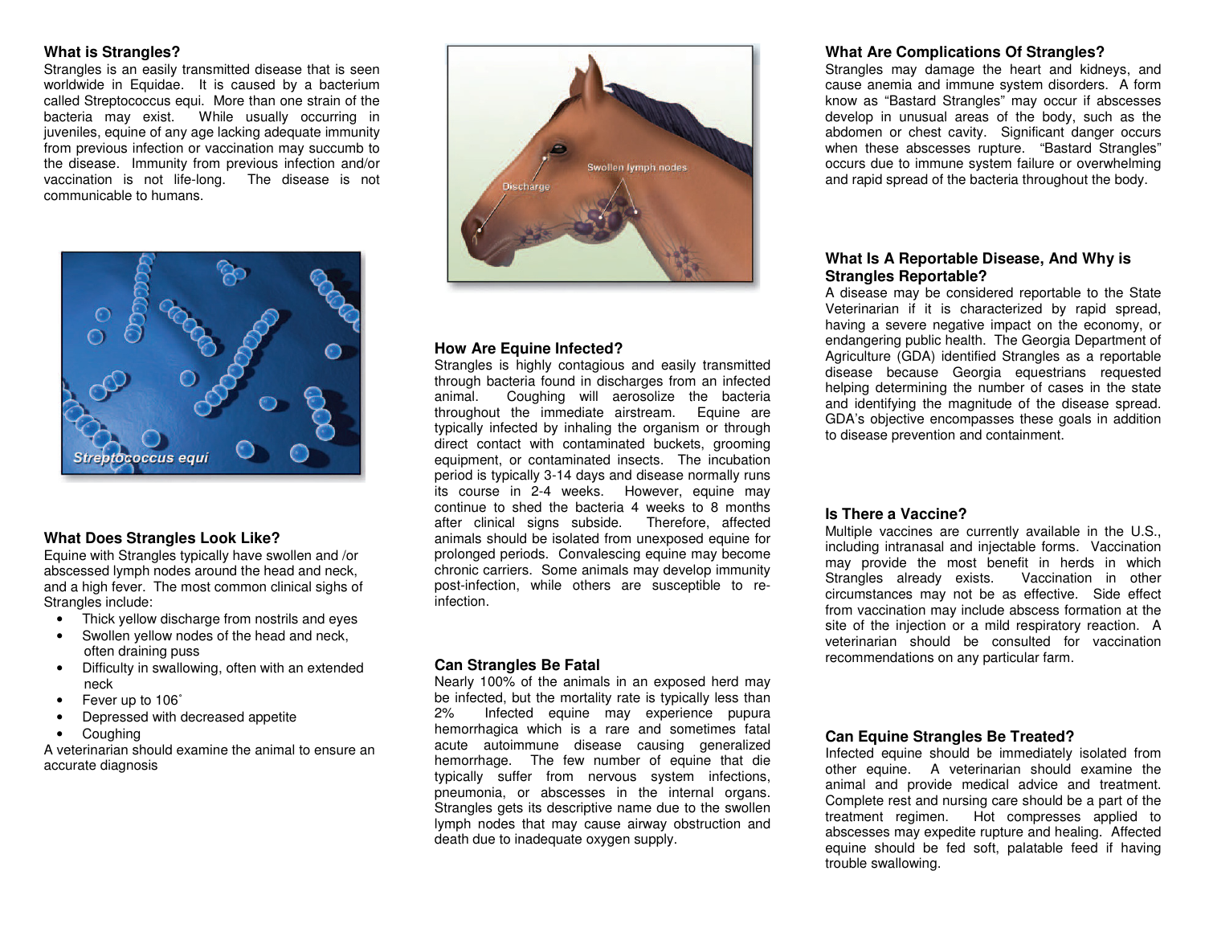## What is Strangles?

Strangles is an easily transmitted disease that is seen worldwide in Equidae. It is caused by a bacterium called Streptococcus equi. More than one strain of the bacteria may exist. While usually occurring in juveniles, equine of any age lacking adequate immunity from previous infection or vaccination may succumb to the disease. Immunity from previous infection and/or vaccination is not life-long. The disease is not communicable to humans.

Streptococcus equi

## What Does Strangles Look Like?

Equine with Strangles typically have swollen and /or abscessed lymph nodes around the head and neck, and a high fever. The most common clinical sighs of Strangles include:

- Thick yellow discharge from nostrils and eyes
- Swollen yellow nodes of the head and neck, often draining puss
- Difficulty in swallowing, often with an extended neck
- Fever up to 106˚
- Depressed with decreased appetite
- Coughing

A veterinarian should examine the animal to ensure an accurate diagnosis

Discharge

Swollen lymph nodes

## How Are Equine Infected?

Strangles is highly contagious and easily transmitted through bacteria found in discharges from an infected animal. Coughing will aerosolize the bacteria throughout the immediate airstream. Equine are typically infected by inhaling the organism or through direct contact with contaminated buckets, grooming equipment, or contaminated insects. The incubation period is typically 3-14 days and disease normally runs its course in 2-4 weeks. However, equine may continue to shed the bacteria 4 weeks to 8 months after clinical signs subside. Therefore, affected animals should be isolated from unexposed equine for prolonged periods. Convalescing equine may become chronic carriers. Some animals may develop immunity post-infection, while others are susceptible to re-infection.

## Can Strangles Be Fatal

Nearly 100% of the animals in an exposed herd may be infected, but the mortality rate is typically less than 2% Infected equine may experience pupura hemorrhagica which is a rare and sometimes fatal acute autoimmune disease causing generalized hemorrhage. The few number of equine that die typically suffer from nervous system infections, pneumonia, or abscesses in the internal organs. Strangles gets its descriptive name due to the swollen lymph nodes that may cause airway obstruction and death due to inadequate oxygen supply.

## What Are Complications Of Strangles?

Strangles may damage the heart and kidneys, and cause anemia and immune system disorders. A form know as "Bastard Strangles" may occur if abscesses develop in unusual areas of the body, such as the abdomen or chest cavity. Significant danger occurs when these abscesses rupture. "Bastard Strangles" occurs due to immune system failure or overwhelming and rapid spread of the bacteria throughout the body.

## What Is A Reportable Disease, And Why is Strangles Reportable?

A disease may be considered reportable to the State Veterinarian if it is characterized by rapid spread, having a severe negative impact on the economy, or endangering public health. The Georgia Department of Agriculture (GDA) identified Strangles as a reportable disease because Georgia equestrians requested helping determining the number of cases in the state and identifying the magnitude of the disease spread. GDA's objective encompasses these goals in addition to disease prevention and containment.

## Is There a Vaccine?

Multiple vaccines are currently available in the U.S., including intranasal and injectable forms. Vaccination may provide the most benefit in herds in which Strangles already exists. Vaccination in other circumstances may not be as effective. Side effect from vaccination may include abscess formation at the site of the injection or a mild respiratory reaction. A veterinarian should be consulted for vaccination recommendations on any particular farm.

## Can Equine Strangles Be Treated?

Infected equine should be immediately isolated from other equine. A veterinarian should examine the animal and provide medical advice and treatment. Complete rest and nursing care should be a part of the treatment regimen. Hot compresses applied to abscesses may expedite rupture and healing. Affected equine should be fed soft, palatable feed if having trouble swallowing.